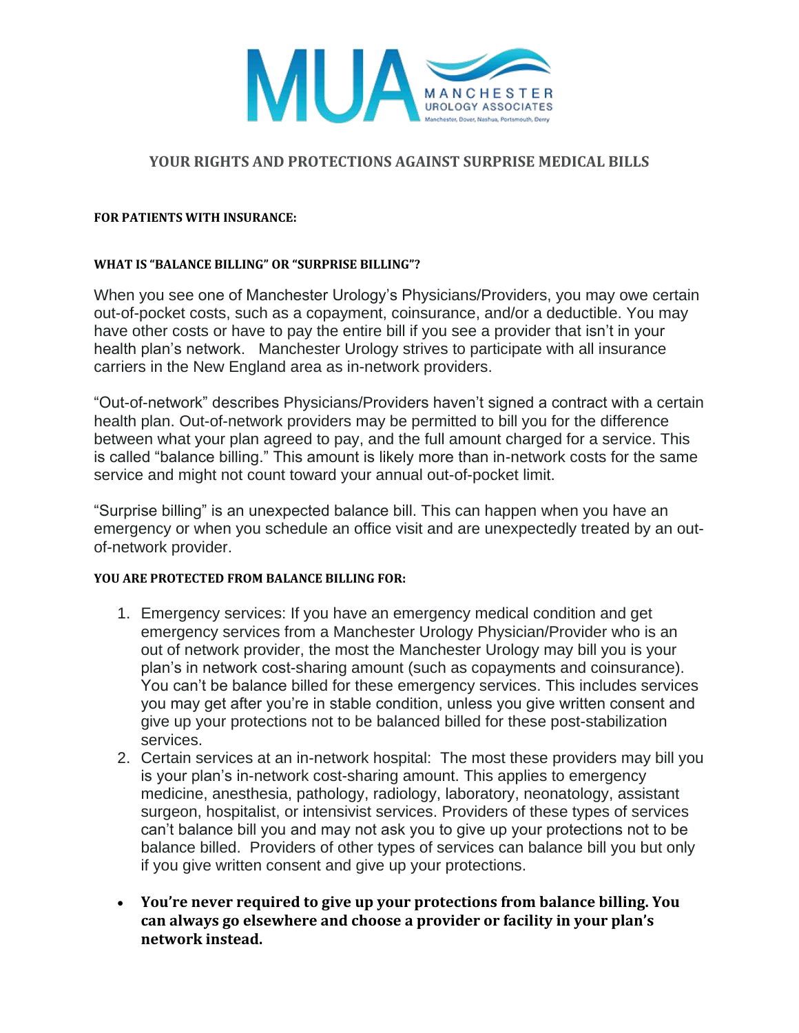MUA MANCHESTER UROLOGY ASSOCIATES
Manchester, Dover, Nashua, Portsmouth, Derry

# YOUR RIGHTS AND PROTECTIONS AGAINST SURPRISE MEDICAL BILLS

## FOR PATIENTS WITH INSURANCE:

### WHAT IS "BALANCE BILLING" OR "SURPRISE BILLING"?

When you see one of Manchester Urology's Physicians/Providers, you may owe certain out-of-pocket costs, such as a copayment, coinsurance, and/or a deductible. You may have other costs or have to pay the entire bill if you see a provider that isn't in your health plan's network. Manchester Urology strives to participate with all insurance carriers in the New England area as in-network providers.

"Out-of-network" describes Physicians/Providers haven't signed a contract with a certain health plan. Out-of-network providers may be permitted to bill you for the difference between what your plan agreed to pay, and the full amount charged for a service. This is called "balance billing." This amount is likely more than in-network costs for the same service and might not count toward your annual out-of-pocket limit.

"Surprise billing" is an unexpected balance bill. This can happen when you have an emergency or when you schedule an office visit and are unexpectedly treated by an out-of-network provider.

### YOU ARE PROTECTED FROM BALANCE BILLING FOR:

1. Emergency services: If you have an emergency medical condition and get emergency services from a Manchester Urology Physician/Provider who is an out of network provider, the most the Manchester Urology may bill you is your plan's in network cost-sharing amount (such as copayments and coinsurance). You can't be balance billed for these emergency services. This includes services you may get after you're in stable condition, unless you give written consent and give up your protections not to be balanced billed for these post-stabilization services.
2. Certain services at an in-network hospital: The most these providers may bill you is your plan's in-network cost-sharing amount. This applies to emergency medicine, anesthesia, pathology, radiology, laboratory, neonatology, assistant surgeon, hospitalist, or intensivist services. Providers of these types of services can't balance bill you and may not ask you to give up your protections not to be balance billed. Providers of other types of services can balance bill you but only if you give written consent and give up your protections.

- **You're never required to give up your protections from balance billing. You can always go elsewhere and choose a provider or facility in your plan's network instead.**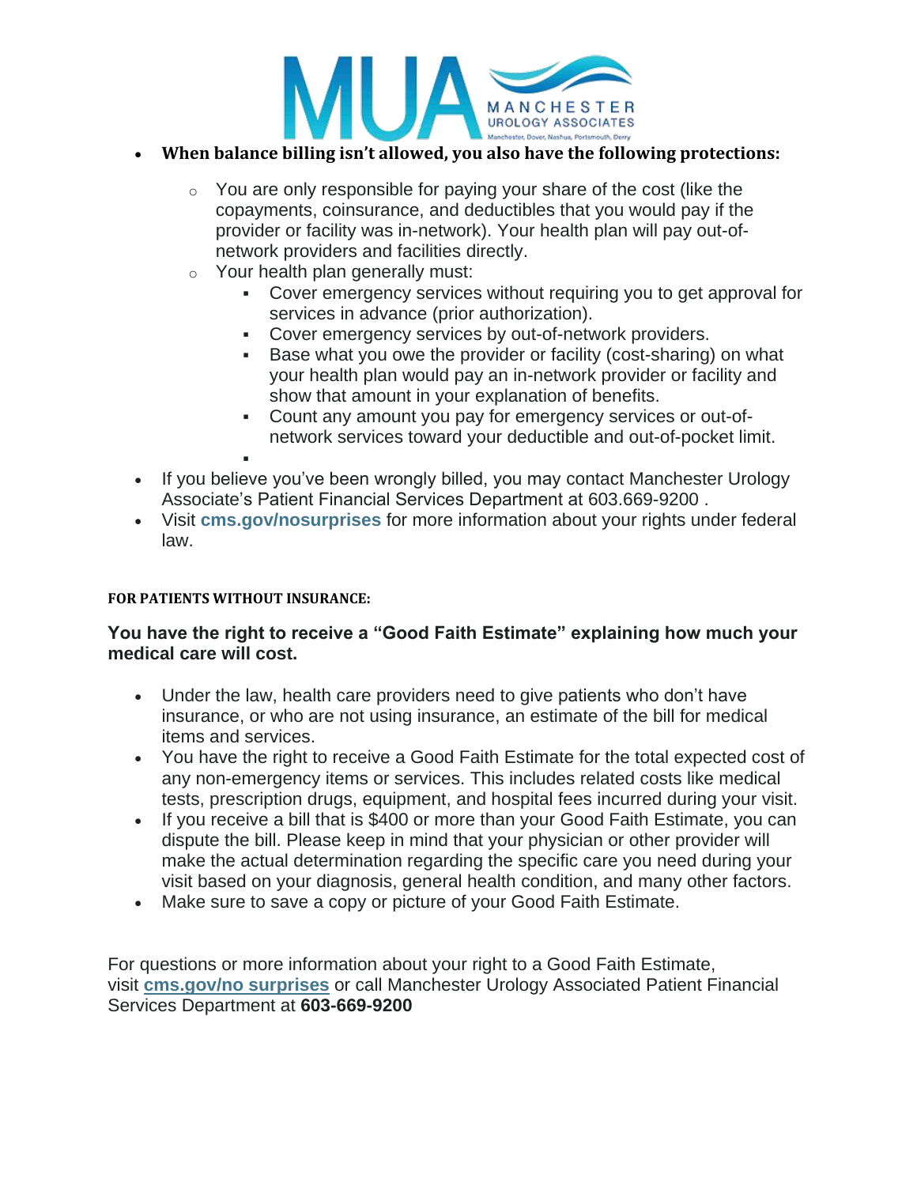MUA MANCHESTER UROLOGY ASSOCIATES
Manchester, Dover, Nashua, Portsmouth, Derry

- **When balance billing isn't allowed, you also have the following protections:**
  - You are only responsible for paying your share of the cost (like the copayments, coinsurance, and deductibles that you would pay if the provider or facility was in-network). Your health plan will pay out-of-network providers and facilities directly.
  - Your health plan generally must:
    - Cover emergency services without requiring you to get approval for services in advance (prior authorization).
    - Cover emergency services by out-of-network providers.
    - Base what you owe the provider or facility (cost-sharing) on what your health plan would pay an in-network provider or facility and show that amount in your explanation of benefits.
    - Count any amount you pay for emergency services or out-of-network services toward your deductible and out-of-pocket limit.
- If you believe you've been wrongly billed, you may contact Manchester Urology Associate's Patient Financial Services Department at 603.669-9200 .
- Visit **cms.gov/nosurprises** for more information about your rights under federal law.

**FOR PATIENTS WITHOUT INSURANCE:**

**You have the right to receive a "Good Faith Estimate" explaining how much your medical care will cost.**

- Under the law, health care providers need to give patients who don't have insurance, or who are not using insurance, an estimate of the bill for medical items and services.
- You have the right to receive a Good Faith Estimate for the total expected cost of any non-emergency items or services. This includes related costs like medical tests, prescription drugs, equipment, and hospital fees incurred during your visit.
- If you receive a bill that is $400 or more than your Good Faith Estimate, you can dispute the bill. Please keep in mind that your physician or other provider will make the actual determination regarding the specific care you need during your visit based on your diagnosis, general health condition, and many other factors.
- Make sure to save a copy or picture of your Good Faith Estimate.

For questions or more information about your right to a Good Faith Estimate, visit **cms.gov/no surprises** or call Manchester Urology Associated Patient Financial Services Department at **603-669-9200**